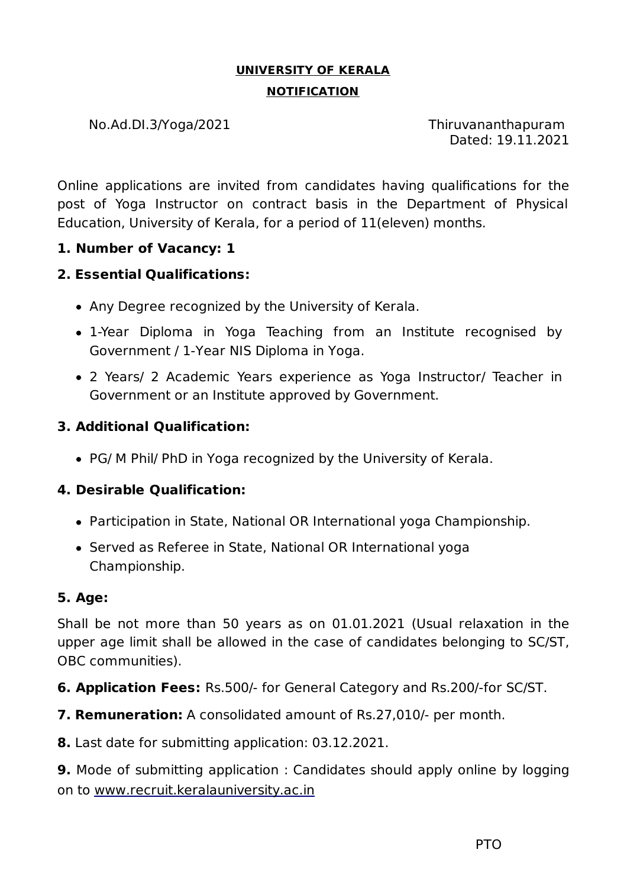**UNIVERSITY OF KERALA**

**NOTIFICATION**

No.Ad.DI.3/Yoga/2021 Thiruvananthapuram
Dated: 19.11.2021

Online applications are invited from candidates having qualifications for the post of Yoga Instructor on contract basis in the Department of Physical Education, University of Kerala, for a period of 11(eleven) months.

**1. Number of Vacancy: 1**

**2. Essential Qualifications:**

- Any Degree recognized by the University of Kerala.
- 1-Year Diploma in Yoga Teaching from an Institute recognised by Government / 1-Year NIS Diploma in Yoga.
- 2 Years/ 2 Academic Years experience as Yoga Instructor/ Teacher in Government or an Institute approved by Government.

**3. Additional Qualification:**

- PG/ M Phil/ PhD in Yoga recognized by the University of Kerala.

**4. Desirable Qualification:**

- Participation in State, National OR International yoga Championship.
- Served as Referee in State, National OR International yoga Championship.

**5. Age:**

Shall be not more than 50 years as on 01.01.2021 (Usual relaxation in the upper age limit shall be allowed in the case of candidates belonging to SC/ST, OBC communities).

**6. Application Fees:** Rs.500/- for General Category and Rs.200/-for SC/ST.

**7. Remuneration:** A consolidated amount of Rs.27,010/- per month.

**8.** Last date for submitting application: 03.12.2021.

**9.** Mode of submitting application : Candidates should apply online by logging on to www.recruit.keralauniversity.ac.in

PTO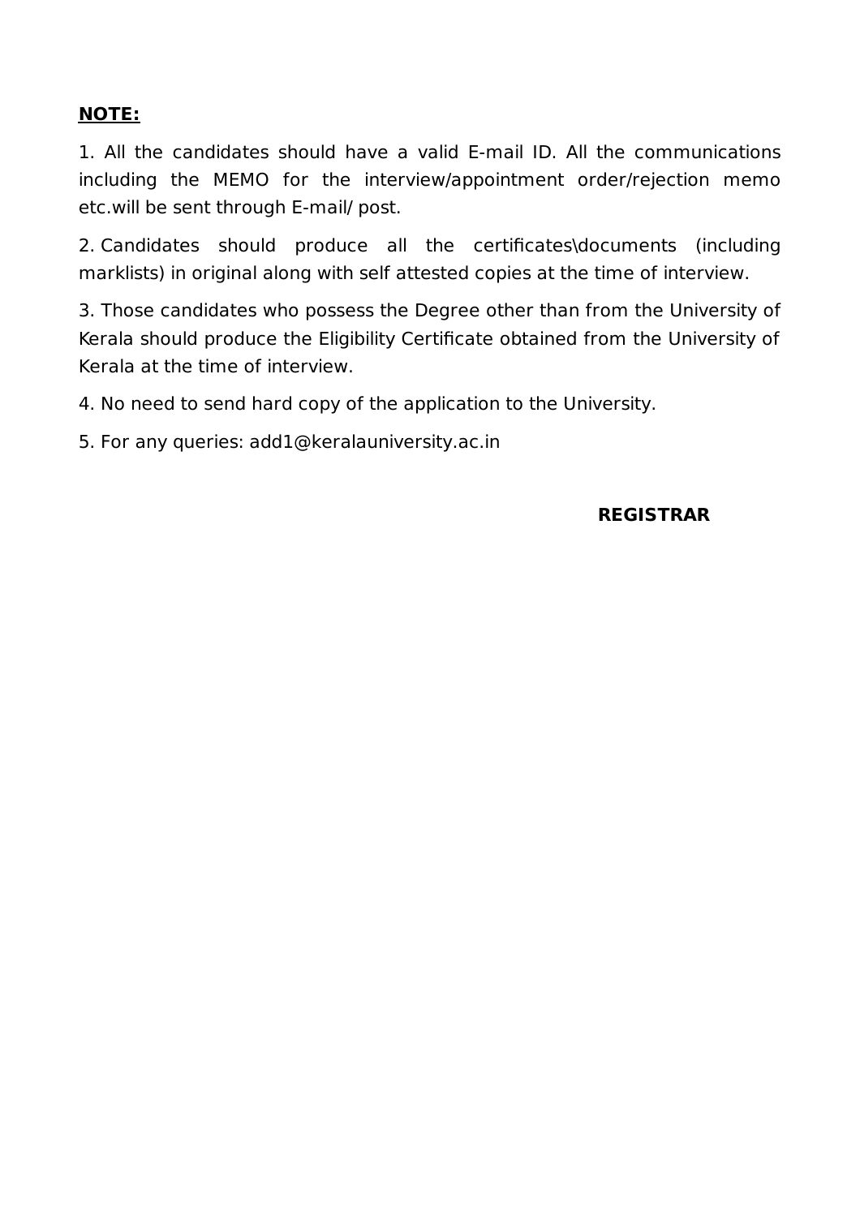**NOTE:**

1. All the candidates should have a valid E-mail ID. All the communications including the MEMO for the interview/appointment order/rejection memo etc.will be sent through E-mail/ post.

2. Candidates should produce all the certificates\documents (including marklists) in original along with self attested copies at the time of interview.

3. Those candidates who possess the Degree other than from the University of Kerala should produce the Eligibility Certificate obtained from the University of Kerala at the time of interview.

4. No need to send hard copy of the application to the University.

5. For any queries: add1@keralauniversity.ac.in

**REGISTRAR**